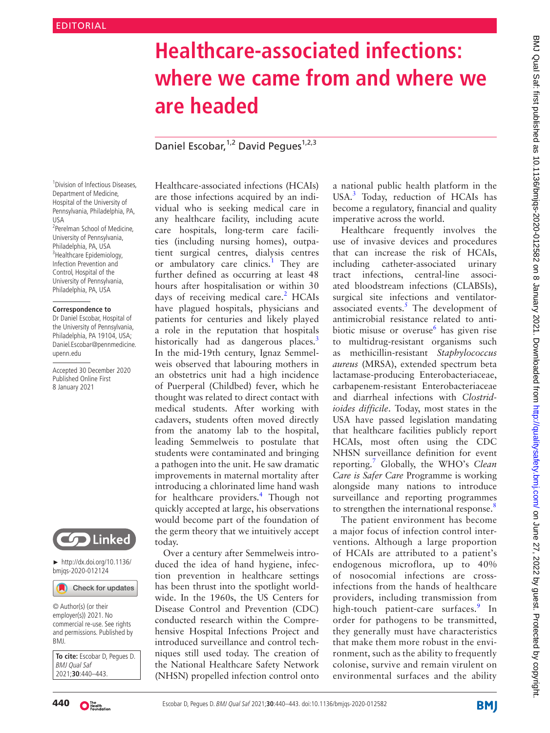EDITORIAL

# Healthcare-associated infections: where we came from and where we are headed

Daniel Escobar,[1,2] David Pegues[1,2,3]

[1]Division of Infectious Diseases, Department of Medicine, Hospital of the University of Pennsylvania, Philadelphia, PA, USA
[2]Perelman School of Medicine, University of Pennsylvania, Philadelphia, PA, USA
[3]Healthcare Epidemiology, Infection Prevention and Control, Hospital of the University of Pennsylvania, Philadelphia, PA, USA

**Correspondence to**
Dr Daniel Escobar, Hospital of the University of Pennsylvania, Philadelphia, PA 19104, USA; Daniel.Escobar@pennmedicine.upenn.edu

Accepted 30 December 2020
Published Online First 8 January 2021

► http://dx.doi.org/10.1136/bmjqs-2020-012124

© Author(s) (or their employer(s)) 2021. No commercial re-use. See rights and permissions. Published by BMJ.

**To cite:** Escobar D, Pegues D. *BMJ Qual Saf* 2021;**30**:440–443.

Healthcare-associated infections (HCAIs) are those infections acquired by an individual who is seeking medical care in any healthcare facility, including acute care hospitals, long-term care facilities (including nursing homes), outpatient surgical centres, dialysis centres or ambulatory care clinics.[1] They are further defined as occurring at least 48 hours after hospitalisation or within 30 days of receiving medical care.[2] HCAIs have plagued hospitals, physicians and patients for centuries and likely played a role in the reputation that hospitals historically had as dangerous places.[3] In the mid-19th century, Ignaz Semmelweis observed that labouring mothers in an obstetrics unit had a high incidence of Puerperal (Childbed) fever, which he thought was related to direct contact with medical students. After working with cadavers, students often moved directly from the anatomy lab to the hospital, leading Semmelweis to postulate that students were contaminated and bringing a pathogen into the unit. He saw dramatic improvements in maternal mortality after introducing a chlorinated lime hand wash for healthcare providers.[4] Though not quickly accepted at large, his observations would become part of the foundation of the germ theory that we intuitively accept today.

Over a century after Semmelweis introduced the idea of hand hygiene, infection prevention in healthcare settings has been thrust into the spotlight worldwide. In the 1960s, the US Centers for Disease Control and Prevention (CDC) conducted research within the Comprehensive Hospital Infections Project and introduced surveillance and control techniques still used today. The creation of the National Healthcare Safety Network (NHSN) propelled infection control onto a national public health platform in the USA.[3] Today, reduction of HCAIs has become a regulatory, financial and quality imperative across the world.

Healthcare frequently involves the use of invasive devices and procedures that can increase the risk of HCAIs, including catheter-associated urinary tract infections, central-line associated bloodstream infections (CLABSIs), surgical site infections and ventilator-associated events.[5] The development of antimicrobial resistance related to antibiotic misuse or overuse[6] has given rise to multidrug-resistant organisms such as methicillin-resistant *Staphylococcus aureus* (MRSA), extended spectrum beta lactamase-producing Enterobacteriaceae, carbapenem-resistant Enterobacteriaceae and diarrheal infections with *Clostridioides difficile*. Today, most states in the USA have passed legislation mandating that healthcare facilities publicly report HCAIs, most often using the CDC NHSN surveillance definition for event reporting.[7] Globally, the WHO's *Clean Care is Safer Care* Programme is working alongside many nations to introduce surveillance and reporting programmes to strengthen the international response.[8]

The patient environment has become a major focus of infection control interventions. Although a large proportion of HCAIs are attributed to a patient's endogenous microflora, up to 40% of nosocomial infections are cross-infections from the hands of healthcare providers, including transmission from high-touch patient-care surfaces.[9] In order for pathogens to be transmitted, they generally must have characteristics that make them more robust in the environment, such as the ability to frequently colonise, survive and remain virulent on environmental surfaces and the ability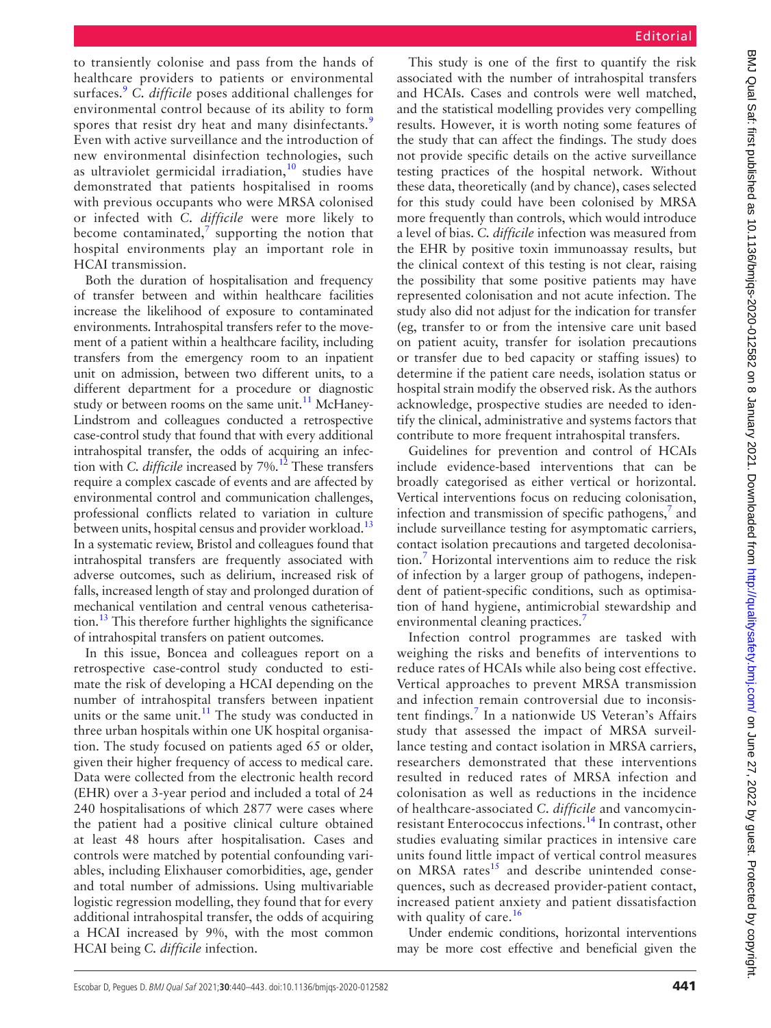to transiently colonise and pass from the hands of healthcare providers to patients or environmental surfaces.[9] *C. difficile* poses additional challenges for environmental control because of its ability to form spores that resist dry heat and many disinfectants.[9] Even with active surveillance and the introduction of new environmental disinfection technologies, such as ultraviolet germicidal irradiation,[10] studies have demonstrated that patients hospitalised in rooms with previous occupants who were MRSA colonised or infected with *C. difficile* were more likely to become contaminated,[7] supporting the notion that hospital environments play an important role in HCAI transmission.

Both the duration of hospitalisation and frequency of transfer between and within healthcare facilities increase the likelihood of exposure to contaminated environments. Intrahospital transfers refer to the movement of a patient within a healthcare facility, including transfers from the emergency room to an inpatient unit on admission, between two different units, to a different department for a procedure or diagnostic study or between rooms on the same unit.[11] McHaney-Lindstrom and colleagues conducted a retrospective case-control study that found that with every additional intrahospital transfer, the odds of acquiring an infection with *C. difficile* increased by 7%.[12] These transfers require a complex cascade of events and are affected by environmental control and communication challenges, professional conflicts related to variation in culture between units, hospital census and provider workload.[13] In a systematic review, Bristol and colleagues found that intrahospital transfers are frequently associated with adverse outcomes, such as delirium, increased risk of falls, increased length of stay and prolonged duration of mechanical ventilation and central venous catheterisation.[13] This therefore further highlights the significance of intrahospital transfers on patient outcomes.

In this issue, Boncea and colleagues report on a retrospective case-control study conducted to estimate the risk of developing a HCAI depending on the number of intrahospital transfers between inpatient units or the same unit.[11] The study was conducted in three urban hospitals within one UK hospital organisation. The study focused on patients aged 65 or older, given their higher frequency of access to medical care. Data were collected from the electronic health record (EHR) over a 3-year period and included a total of 24 240 hospitalisations of which 2877 were cases where the patient had a positive clinical culture obtained at least 48 hours after hospitalisation. Cases and controls were matched by potential confounding variables, including Elixhauser comorbidities, age, gender and total number of admissions. Using multivariable logistic regression modelling, they found that for every additional intrahospital transfer, the odds of acquiring a HCAI increased by 9%, with the most common HCAI being *C. difficile* infection.

This study is one of the first to quantify the risk associated with the number of intrahospital transfers and HCAIs. Cases and controls were well matched, and the statistical modelling provides very compelling results. However, it is worth noting some features of the study that can affect the findings. The study does not provide specific details on the active surveillance testing practices of the hospital network. Without these data, theoretically (and by chance), cases selected for this study could have been colonised by MRSA more frequently than controls, which would introduce a level of bias. *C. difficile* infection was measured from the EHR by positive toxin immunoassay results, but the clinical context of this testing is not clear, raising the possibility that some positive patients may have represented colonisation and not acute infection. The study also did not adjust for the indication for transfer (eg, transfer to or from the intensive care unit based on patient acuity, transfer for isolation precautions or transfer due to bed capacity or staffing issues) to determine if the patient care needs, isolation status or hospital strain modify the observed risk. As the authors acknowledge, prospective studies are needed to identify the clinical, administrative and systems factors that contribute to more frequent intrahospital transfers.

Guidelines for prevention and control of HCAIs include evidence-based interventions that can be broadly categorised as either vertical or horizontal. Vertical interventions focus on reducing colonisation, infection and transmission of specific pathogens,[7] and include surveillance testing for asymptomatic carriers, contact isolation precautions and targeted decolonisation.[7] Horizontal interventions aim to reduce the risk of infection by a larger group of pathogens, independent of patient-specific conditions, such as optimisation of hand hygiene, antimicrobial stewardship and environmental cleaning practices.[7]

Infection control programmes are tasked with weighing the risks and benefits of interventions to reduce rates of HCAIs while also being cost effective. Vertical approaches to prevent MRSA transmission and infection remain controversial due to inconsistent findings.[7] In a nationwide US Veteran's Affairs study that assessed the impact of MRSA surveillance testing and contact isolation in MRSA carriers, researchers demonstrated that these interventions resulted in reduced rates of MRSA infection and colonisation as well as reductions in the incidence of healthcare-associated *C. difficile* and vancomycin-resistant Enterococcus infections.[14] In contrast, other studies evaluating similar practices in intensive care units found little impact of vertical control measures on MRSA rates[15] and describe unintended consequences, such as decreased provider-patient contact, increased patient anxiety and patient dissatisfaction with quality of care.[16]

Under endemic conditions, horizontal interventions may be more cost effective and beneficial given the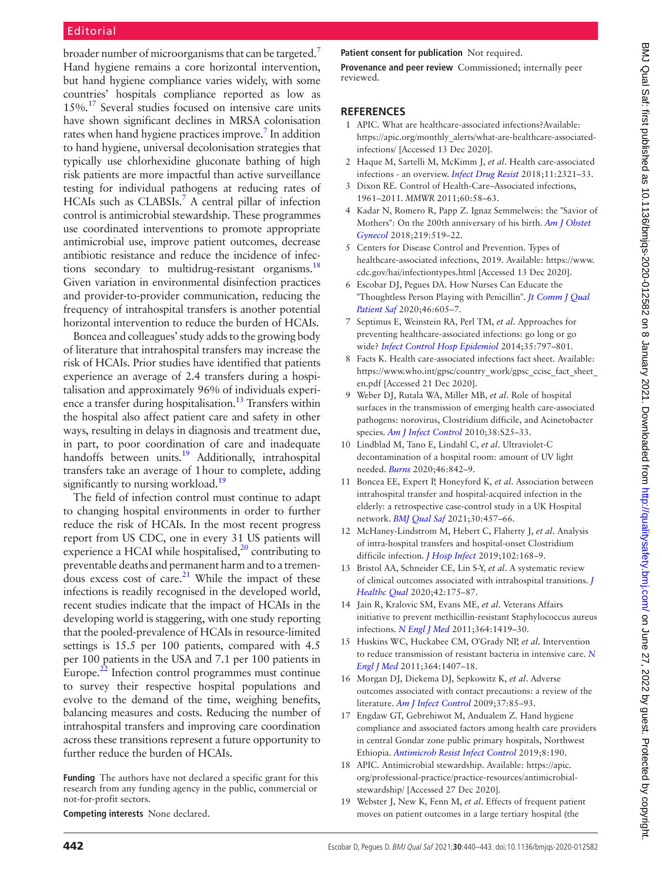broader number of microorganisms that can be targeted.[7] Hand hygiene remains a core horizontal intervention, but hand hygiene compliance varies widely, with some countries' hospitals compliance reported as low as 15%.[17] Several studies focused on intensive care units have shown significant declines in MRSA colonisation rates when hand hygiene practices improve.[7] In addition to hand hygiene, universal decolonisation strategies that typically use chlorhexidine gluconate bathing of high risk patients are more impactful than active surveillance testing for individual pathogens at reducing rates of HCAIs such as CLABSIs.[7] A central pillar of infection control is antimicrobial stewardship. These programmes use coordinated interventions to promote appropriate antimicrobial use, improve patient outcomes, decrease antibiotic resistance and reduce the incidence of infections secondary to multidrug-resistant organisms.[18] Given variation in environmental disinfection practices and provider-to-provider communication, reducing the frequency of intrahospital transfers is another potential horizontal intervention to reduce the burden of HCAIs.

Boncea and colleagues' study adds to the growing body of literature that intrahospital transfers may increase the risk of HCAIs. Prior studies have identified that patients experience an average of 2.4 transfers during a hospitalisation and approximately 96% of individuals experience a transfer during hospitalisation.[13] Transfers within the hospital also affect patient care and safety in other ways, resulting in delays in diagnosis and treatment due, in part, to poor coordination of care and inadequate handoffs between units.[19] Additionally, intrahospital transfers take an average of 1 hour to complete, adding significantly to nursing workload.[19]

The field of infection control must continue to adapt to changing hospital environments in order to further reduce the risk of HCAIs. In the most recent progress report from US CDC, one in every 31 US patients will experience a HCAI while hospitalised,[20] contributing to preventable deaths and permanent harm and to a tremendous excess cost of care.[21] While the impact of these infections is readily recognised in the developed world, recent studies indicate that the impact of HCAIs in the developing world is staggering, with one study reporting that the pooled-prevalence of HCAIs in resource-limited settings is 15.5 per 100 patients, compared with 4.5 per 100 patients in the USA and 7.1 per 100 patients in Europe.[22] Infection control programmes must continue to survey their respective hospital populations and evolve to the demand of the time, weighing benefits, balancing measures and costs. Reducing the number of intrahospital transfers and improving care coordination across these transitions represent a future opportunity to further reduce the burden of HCAIs.

**Funding** The authors have not declared a specific grant for this research from any funding agency in the public, commercial or not-for-profit sectors.

**Competing interests** None declared.

**Patient consent for publication** Not required.

**Provenance and peer review** Commissioned; internally peer reviewed.

## REFERENCES

1. APIC. What are healthcare-associated infections?Available: https://apic.org/monthly_alerts/what-are-healthcare-associated-infections/ [Accessed 13 Dec 2020].
2. Haque M, Sartelli M, McKimm J, *et al*. Health care-associated infections - an overview. *Infect Drug Resist* 2018;11:2321–33.
3. Dixon RE. Control of Health-Care–Associated infections, 1961–2011. *MMWR* 2011;60:58–63.
4. Kadar N, Romero R, Papp Z. Ignaz Semmelweis: the "Savior of Mothers": On the 200th anniversary of his birth. *Am J Obstet Gynecol* 2018;219:519–22.
5. Centers for Disease Control and Prevention. Types of healthcare-associated infections, 2019. Available: https://www.cdc.gov/hai/infectiontypes.html [Accessed 13 Dec 2020].
6. Escobar DJ, Pegues DA. How Nurses Can Educate the "Thoughtless Person Playing with Penicillin". *Jt Comm J Qual Patient Saf* 2020;46:605–7.
7. Septimus E, Weinstein RA, Perl TM, *et al*. Approaches for preventing healthcare-associated infections: go long or go wide? *Infect Control Hosp Epidemiol* 2014;35:797–801.
8. Facts K. Health care-associated infections fact sheet. Available: https://www.who.int/gpsc/country_work/gpsc_ccisc_fact_sheet_en.pdf [Accessed 21 Dec 2020].
9. Weber DJ, Rutala WA, Miller MB, *et al*. Role of hospital surfaces in the transmission of emerging health care-associated pathogens: norovirus, Clostridium difficile, and Acinetobacter species. *Am J Infect Control* 2010;38:S25–33.
10. Lindblad M, Tano E, Lindahl C, *et al*. Ultraviolet-C decontamination of a hospital room: amount of UV light needed. *Burns* 2020;46:842–9.
11. Boncea EE, Expert P, Honeyford K, *et al*. Association between intrahospital transfer and hospital-acquired infection in the elderly: a retrospective case-control study in a UK Hospital network. *BMJ Qual Saf* 2021;30:457–66.
12. McHaney-Lindstrom M, Hebert C, Flaherty J, *et al*. Analysis of intra-hospital transfers and hospital-onset Clostridium difficile infection. *J Hosp Infect* 2019;102:168–9.
13. Bristol AA, Schneider CE, Lin S-Y, *et al*. A systematic review of clinical outcomes associated with intrahospital transitions. *J Healthc Qual* 2020;42:175–87.
14. Jain R, Kralovic SM, Evans ME, *et al*. Veterans Affairs initiative to prevent methicillin-resistant Staphylococcus aureus infections. *N Engl J Med* 2011;364:1419–30.
15. Huskins WC, Huckabee CM, O'Grady NP, *et al*. Intervention to reduce transmission of resistant bacteria in intensive care. *N Engl J Med* 2011;364:1407–18.
16. Morgan DJ, Diekema DJ, Sepkowitz K, *et al*. Adverse outcomes associated with contact precautions: a review of the literature. *Am J Infect Control* 2009;37:85–93.
17. Engdaw GT, Gebrehiwot M, Andualem Z. Hand hygiene compliance and associated factors among health care providers in central Gondar zone public primary hospitals, Northwest Ethiopia. *Antimicrob Resist Infect Control* 2019;8:190.
18. APIC. Antimicrobial stewardship. Available: https://apic.org/professional-practice/practice-resources/antimicrobial-stewardship/ [Accessed 27 Dec 2020].
19. Webster J, New K, Fenn M, *et al*. Effects of frequent patient moves on patient outcomes in a large tertiary hospital (the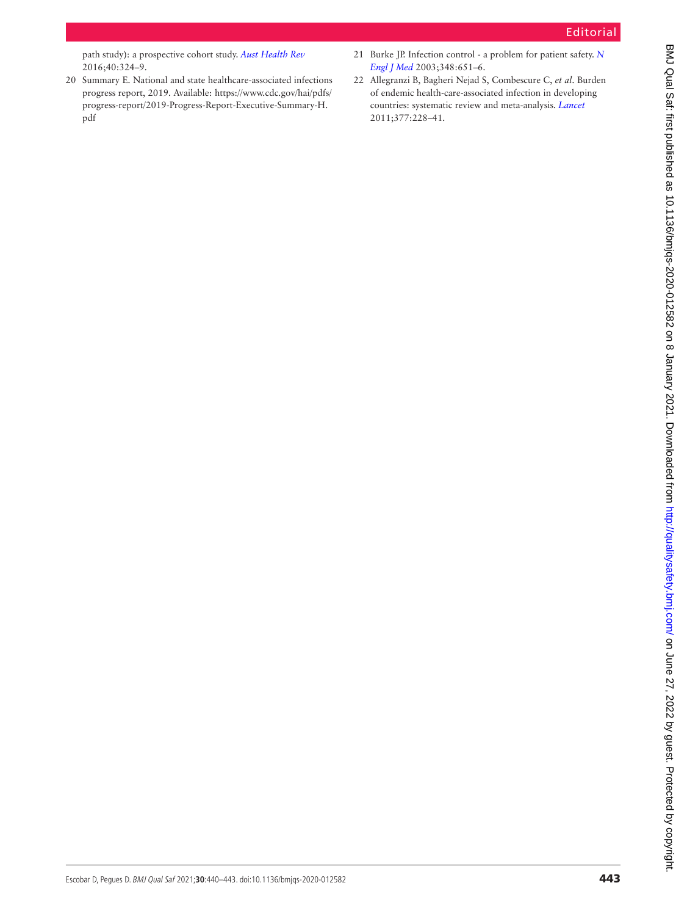path study): a prospective cohort study. *Aust Health Rev* 2016;40:324–9.

20 Summary E. National and state healthcare-associated infections progress report, 2019. Available: https://www.cdc.gov/hai/pdfs/progress-report/2019-Progress-Report-Executive-Summary-H.pdf

21 Burke JP. Infection control - a problem for patient safety. *N Engl J Med* 2003;348:651–6.

22 Allegranzi B, Bagheri Nejad S, Combescure C, *et al*. Burden of endemic health-care-associated infection in developing countries: systematic review and meta-analysis. *Lancet* 2011;377:228–41.